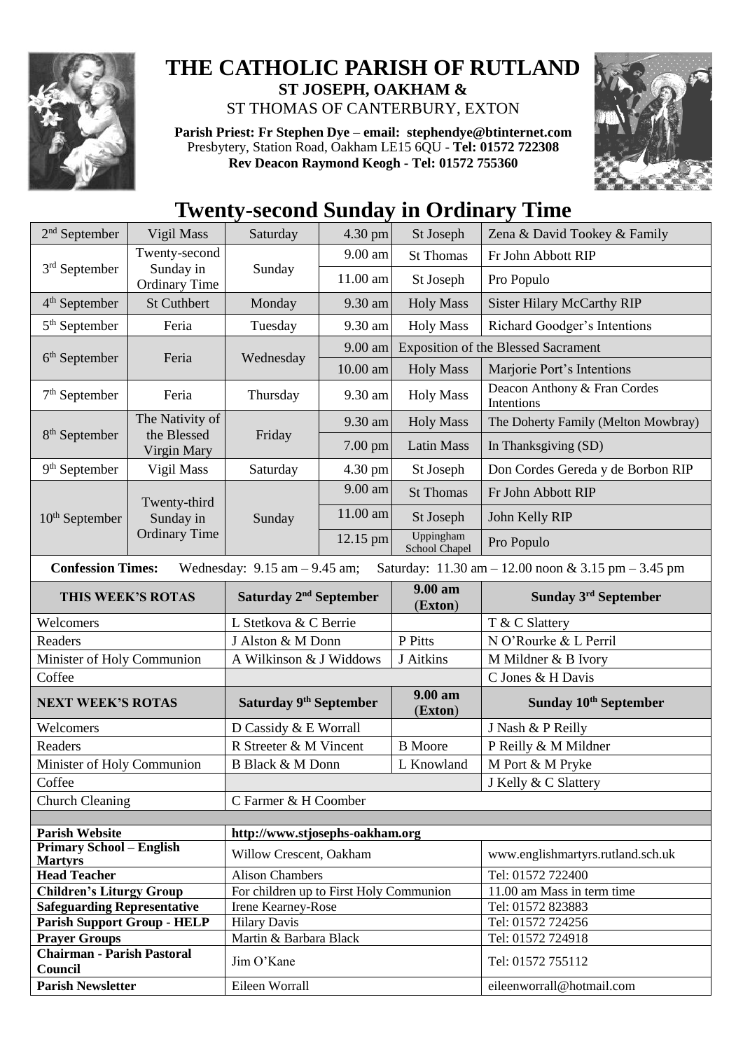# THE CATHOLIC PARISH OF RUTLAND

**ST JOSEPH, OAKHAM &**

ST THOMAS OF CANTERBURY, EXTON

**Parish Priest: Fr Stephen Dye** – **email: stephendye@btinternet.com**
Presbytery, Station Road, Oakham LE15 6QU - **Tel: 01572 722308**
**Rev Deacon Raymond Keogh - Tel: 01572 755360**

## Twenty-second Sunday in Ordinary Time

| | | | | | |
|---|---|---|---|---|---|
| 2nd September | Vigil Mass | Saturday | 4.30 pm | St Joseph | Zena & David Tookey & Family |
| 3rd September | Twenty-second Sunday in Ordinary Time | Sunday | 9.00 am | St Thomas | Fr John Abbott RIP |
| | | | 11.00 am | St Joseph | Pro Populo |
| 4th September | St Cuthbert | Monday | 9.30 am | Holy Mass | Sister Hilary McCarthy RIP |
| 5th September | Feria | Tuesday | 9.30 am | Holy Mass | Richard Goodger's Intentions |
| 6th September | Feria | Wednesday | 9.00 am | Exposition of the Blessed Sacrament | |
| | | | 10.00 am | Holy Mass | Marjorie Port's Intentions |
| 7th September | Feria | Thursday | 9.30 am | Holy Mass | Deacon Anthony & Fran Cordes Intentions |
| 8th September | The Nativity of the Blessed Virgin Mary | Friday | 9.30 am | Holy Mass | The Doherty Family (Melton Mowbray) |
| | | | 7.00 pm | Latin Mass | In Thanksgiving (SD) |
| 9th September | Vigil Mass | Saturday | 4.30 pm | St Joseph | Don Cordes Gereda y de Borbon RIP |
| 10th September | Twenty-third Sunday in Ordinary Time | Sunday | 9.00 am | St Thomas | Fr John Abbott RIP |
| | | | 11.00 am | St Joseph | John Kelly RIP |
| | | | 12.15 pm | Uppingham School Chapel | Pro Populo |

**Confession Times:** Wednesday: 9.15 am – 9.45 am; Saturday: 11.30 am – 12.00 noon & 3.15 pm – 3.45 pm

| **THIS WEEK'S ROTAS** | **Saturday 2nd September** | **9.00 am (Exton)** | **Sunday 3rd September** |
|---|---|---|---|
| Welcomers | L Stetkova & C Berrie | | T & C Slattery |
| Readers | J Alston & M Donn | P Pitts | N O'Rourke & L Perril |
| Minister of Holy Communion | A Wilkinson & J Widdows | J Aitkins | M Mildner & B Ivory |
| Coffee | | | C Jones & H Davis |
| **NEXT WEEK'S ROTAS** | **Saturday 9th September** | **9.00 am (Exton)** | **Sunday 10th September** |
| Welcomers | D Cassidy & E Worrall | | J Nash & P Reilly |
| Readers | R Streeter & M Vincent | B Moore | P Reilly & M Mildner |
| Minister of Holy Communion | B Black & M Donn | L Knowland | M Port & M Pryke |
| Coffee | | | J Kelly & C Slattery |
| Church Cleaning | C Farmer & H Coomber | | |

| | | |
|---|---|---|
| **Parish Website** | http://www.stjosephs-oakham.org | |
| **Primary School – English Martyrs** | Willow Crescent, Oakham | www.englishmartyrs.rutland.sch.uk |
| **Head Teacher** | Alison Chambers | Tel: 01572 722400 |
| **Children's Liturgy Group** | For children up to First Holy Communion | 11.00 am Mass in term time |
| **Safeguarding Representative** | Irene Kearney-Rose | Tel: 01572 823883 |
| **Parish Support Group - HELP** | Hilary Davis | Tel: 01572 724256 |
| **Prayer Groups** | Martin & Barbara Black | Tel: 01572 724918 |
| **Chairman - Parish Pastoral Council** | Jim O'Kane | Tel: 01572 755112 |
| **Parish Newsletter** | Eileen Worrall | eileenworrall@hotmail.com |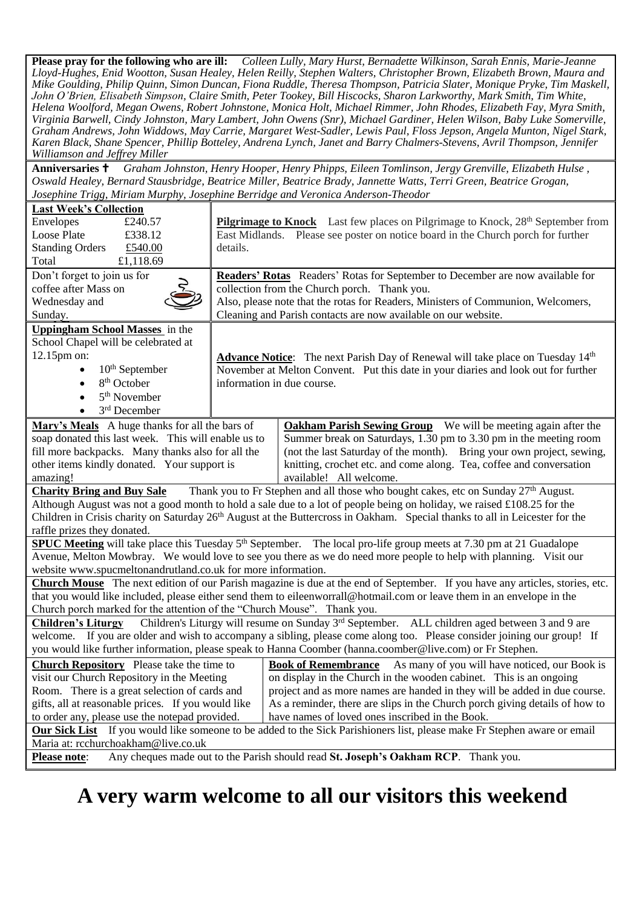**Please pray for the following who are ill:** *Colleen Lully, Mary Hurst, Bernadette Wilkinson, Sarah Ennis, Marie-Jeanne Lloyd-Hughes, Enid Wootton, Susan Healey, Helen Reilly, Stephen Walters, Christopher Brown, Elizabeth Brown, Maura and Mike Goulding, Philip Quinn, Simon Duncan, Fiona Ruddle, Theresa Thompson, Patricia Slater, Monique Pryke, Tim Maskell, John O'Brien, Elisabeth Simpson, Claire Smith, Peter Tookey, Bill Hiscocks, Sharon Larkworthy, Mark Smith, Tim White, Helena Woolford, Megan Owens, Robert Johnstone, Monica Holt, Michael Rimmer, John Rhodes, Elizabeth Fay, Myra Smith, Virginia Barwell, Cindy Johnston, Mary Lambert, John Owens (Snr), Michael Gardiner, Helen Wilson, Baby Luke Somerville, Graham Andrews, John Widdows, May Carrie, Margaret West-Sadler, Lewis Paul, Floss Jepson, Angela Munton, Nigel Stark, Karen Black, Shane Spencer, Phillip Botteley, Andrena Lynch, Janet and Barry Chalmers-Stevens, Avril Thompson, Jennifer Williamson and Jeffrey Miller*

**Anniversaries ✝** *Graham Johnston, Henry Hooper, Henry Phipps, Eileen Tomlinson, Jergy Grenville, Elizabeth Hulse, Oswald Healey, Bernard Stausbridge, Beatrice Miller, Beatrice Brady, Jannette Watts, Terri Green, Beatrice Grogan, Josephine Trigg, Miriam Murphy, Josephine Berridge and Veronica Anderson-Theodor*

**Last Week's Collection**

| | |
|---|---|
| Envelopes | £240.57 |
| Loose Plate | £338.12 |
| Standing Orders | £540.00 |
| Total | £1,118.69 |

**Pilgrimage to Knock** Last few places on Pilgrimage to Knock, 28th September from East Midlands. Please see poster on notice board in the Church porch for further details.

Don't forget to join us for coffee after Mass on Wednesday and Sunday.

**Readers' Rotas** Readers' Rotas for September to December are now available for collection from the Church porch. Thank you.
Also, please note that the rotas for Readers, Ministers of Communion, Welcomers, Cleaning and Parish contacts are now available on our website.

**Uppingham School Masses** in the School Chapel will be celebrated at 12.15pm on:

- 10th September
- 8th October
- 5th November
- 3rd December

**Advance Notice**: The next Parish Day of Renewal will take place on Tuesday 14th November at Melton Convent. Put this date in your diaries and look out for further information in due course.

**Mary's Meals** A huge thanks for all the bars of soap donated this last week. This will enable us to fill more backpacks. Many thanks also for all the other items kindly donated. Your support is amazing!

**Oakham Parish Sewing Group** We will be meeting again after the Summer break on Saturdays, 1.30 pm to 3.30 pm in the meeting room (not the last Saturday of the month). Bring your own project, sewing, knitting, crochet etc. and come along. Tea, coffee and conversation available! All welcome.

**Charity Bring and Buy Sale** Thank you to Fr Stephen and all those who bought cakes, etc on Sunday 27th August. Although August was not a good month to hold a sale due to a lot of people being on holiday, we raised £108.25 for the Children in Crisis charity on Saturday 26th August at the Buttercross in Oakham. Special thanks to all in Leicester for the raffle prizes they donated.

**SPUC Meeting** will take place this Tuesday 5th September. The local pro-life group meets at 7.30 pm at 21 Guadalope Avenue, Melton Mowbray. We would love to see you there as we do need more people to help with planning. Visit our website www.spucmeltonandrutland.co.uk for more information.

**Church Mouse** The next edition of our Parish magazine is due at the end of September. If you have any articles, stories, etc. that you would like included, please either send them to eileenworrall@hotmail.com or leave them in an envelope in the Church porch marked for the attention of the "Church Mouse". Thank you.

**Children's Liturgy** Children's Liturgy will resume on Sunday 3rd September. ALL children aged between 3 and 9 are welcome. If you are older and wish to accompany a sibling, please come along too. Please consider joining our group! If you would like further information, please speak to Hanna Coomber (hanna.coomber@live.com) or Fr Stephen.

**Church Repository** Please take the time to visit our Church Repository in the Meeting Room. There is a great selection of cards and gifts, all at reasonable prices. If you would like to order any, please use the notepad provided.

**Book of Remembrance** As many of you will have noticed, our Book is on display in the Church in the wooden cabinet. This is an ongoing project and as more names are handed in they will be added in due course. As a reminder, there are slips in the Church porch giving details of how to have names of loved ones inscribed in the Book.

**Our Sick List** If you would like someone to be added to the Sick Parishioners list, please make Fr Stephen aware or email Maria at: rcchurchoakham@live.co.uk

**Please note**: Any cheques made out to the Parish should read **St. Joseph's Oakham RCP**. Thank you.

# A very warm welcome to all our visitors this weekend